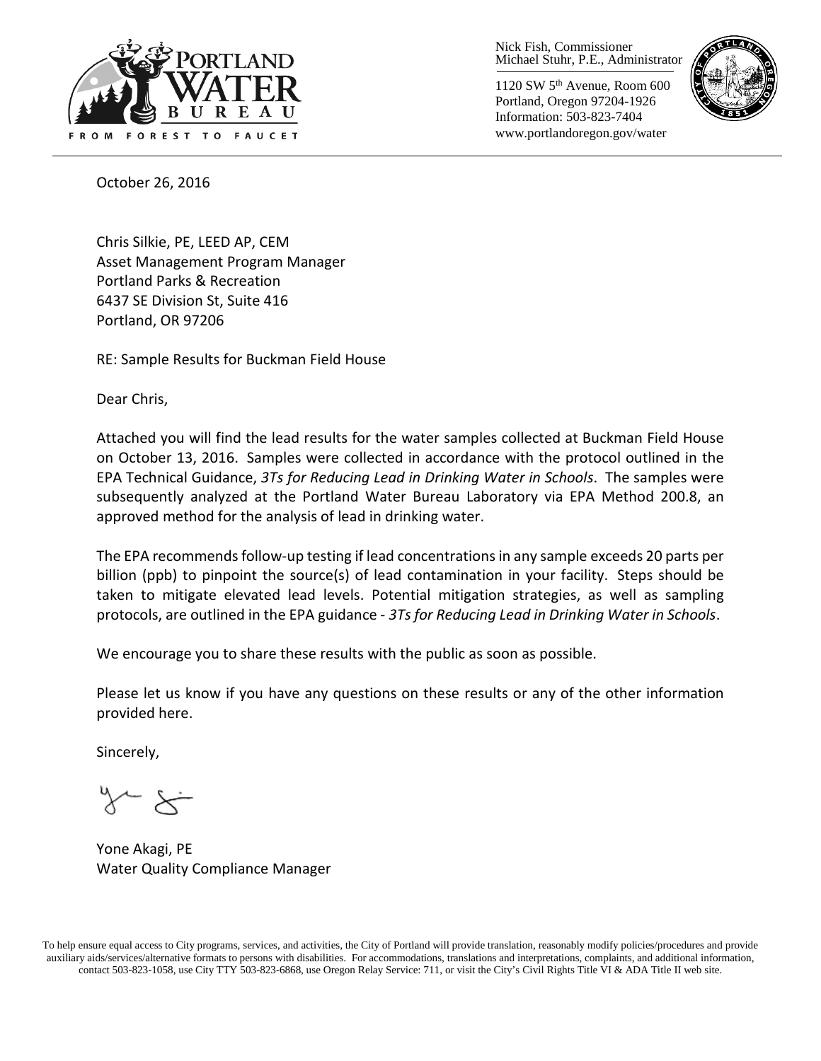Nick Fish, Commissioner
Michael Stuhr, P.E., Administrator

1120 SW 5th Avenue, Room 600
Portland, Oregon 97204-1926
Information: 503-823-7404
www.portlandoregon.gov/water

October 26, 2016

Chris Silkie, PE, LEED AP, CEM
Asset Management Program Manager
Portland Parks & Recreation
6437 SE Division St, Suite 416
Portland, OR 97206

RE: Sample Results for Buckman Field House

Dear Chris,

Attached you will find the lead results for the water samples collected at Buckman Field House on October 13, 2016. Samples were collected in accordance with the protocol outlined in the EPA Technical Guidance, *3Ts for Reducing Lead in Drinking Water in Schools*. The samples were subsequently analyzed at the Portland Water Bureau Laboratory via EPA Method 200.8, an approved method for the analysis of lead in drinking water.

The EPA recommends follow-up testing if lead concentrations in any sample exceeds 20 parts per billion (ppb) to pinpoint the source(s) of lead contamination in your facility. Steps should be taken to mitigate elevated lead levels. Potential mitigation strategies, as well as sampling protocols, are outlined in the EPA guidance - *3Ts for Reducing Lead in Drinking Water in Schools*.

We encourage you to share these results with the public as soon as possible.

Please let us know if you have any questions on these results or any of the other information provided here.

Sincerely,

Yone Akagi, PE
Water Quality Compliance Manager

To help ensure equal access to City programs, services, and activities, the City of Portland will provide translation, reasonably modify policies/procedures and provide auxiliary aids/services/alternative formats to persons with disabilities. For accommodations, translations and interpretations, complaints, and additional information, contact 503-823-1058, use City TTY 503-823-6868, use Oregon Relay Service: 711, or visit the City's Civil Rights Title VI & ADA Title II web site.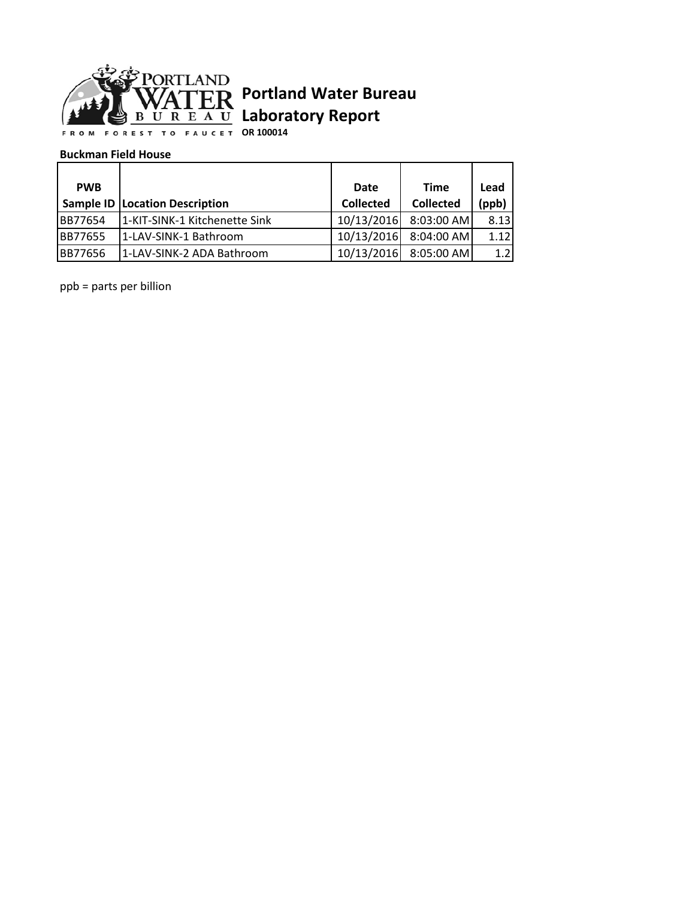PORTLAND WATER BUREAU

FROM FOREST TO FAUCET

# Portland Water Bureau
# Laboratory Report

**OR 100014**

**Buckman Field House**

| PWB Sample ID | Location Description | Date Collected | Time Collected | Lead (ppb) |
|---|---|---|---|---|
| BB77654 | 1-KIT-SINK-1 Kitchenette Sink | 10/13/2016 | 8:03:00 AM | 8.13 |
| BB77655 | 1-LAV-SINK-1 Bathroom | 10/13/2016 | 8:04:00 AM | 1.12 |
| BB77656 | 1-LAV-SINK-2 ADA Bathroom | 10/13/2016 | 8:05:00 AM | 1.2 |

ppb = parts per billion